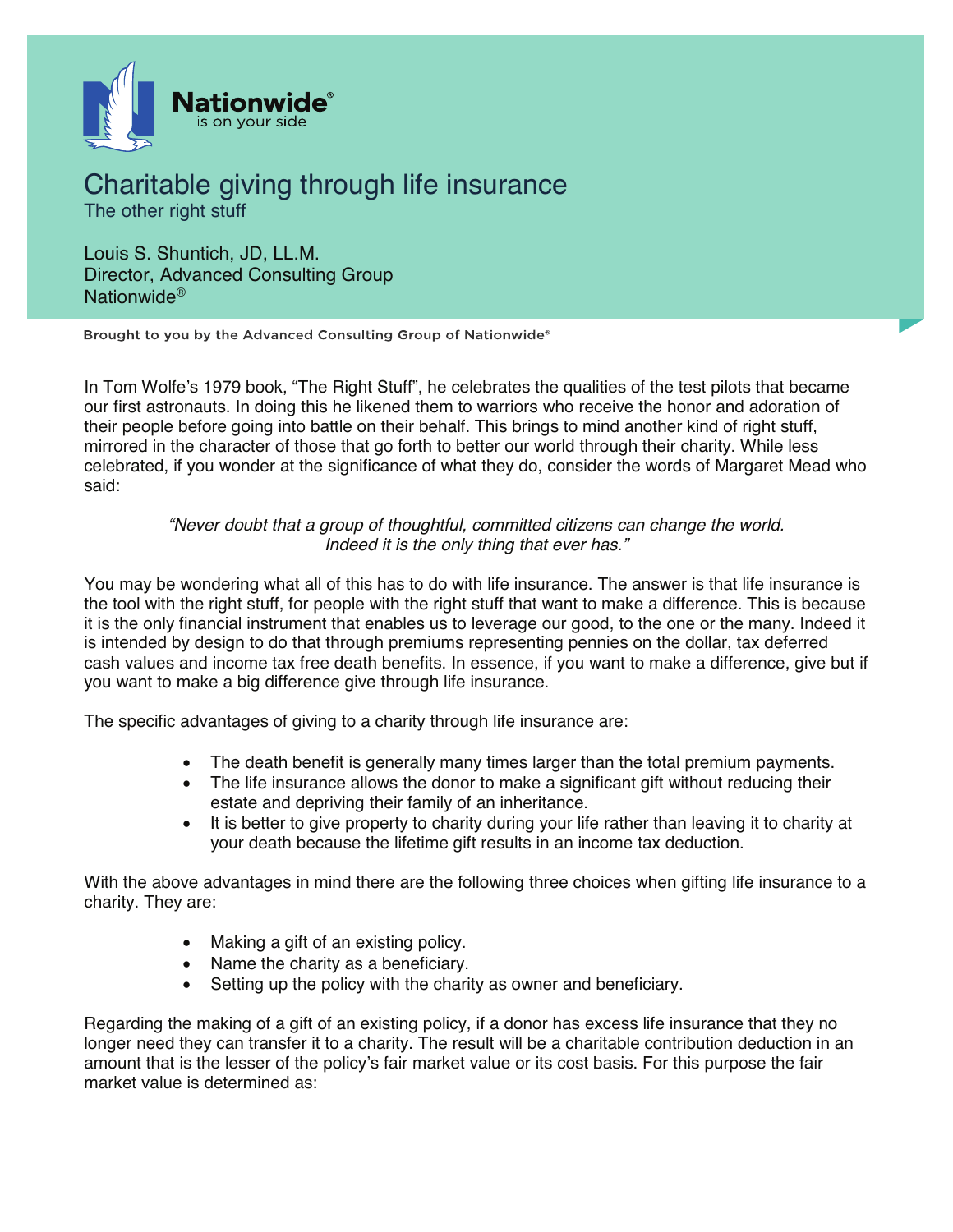Nationwide®
is on your side

# Charitable giving through life insurance

## The other right stuff

Louis S. Shuntich, JD, LL.M.
Director, Advanced Consulting Group
Nationwide®

Brought to you by the Advanced Consulting Group of Nationwide®

In Tom Wolfe's 1979 book, "The Right Stuff", he celebrates the qualities of the test pilots that became our first astronauts. In doing this he likened them to warriors who receive the honor and adoration of their people before going into battle on their behalf. This brings to mind another kind of right stuff, mirrored in the character of those that go forth to better our world through their charity. While less celebrated, if you wonder at the significance of what they do, consider the words of Margaret Mead who said:

> *"Never doubt that a group of thoughtful, committed citizens can change the world. Indeed it is the only thing that ever has."*

You may be wondering what all of this has to do with life insurance. The answer is that life insurance is the tool with the right stuff, for people with the right stuff that want to make a difference. This is because it is the only financial instrument that enables us to leverage our good, to the one or the many. Indeed it is intended by design to do that through premiums representing pennies on the dollar, tax deferred cash values and income tax free death benefits. In essence, if you want to make a difference, give but if you want to make a big difference give through life insurance.

The specific advantages of giving to a charity through life insurance are:

- The death benefit is generally many times larger than the total premium payments.
- The life insurance allows the donor to make a significant gift without reducing their estate and depriving their family of an inheritance.
- It is better to give property to charity during your life rather than leaving it to charity at your death because the lifetime gift results in an income tax deduction.

With the above advantages in mind there are the following three choices when gifting life insurance to a charity. They are:

- Making a gift of an existing policy.
- Name the charity as a beneficiary.
- Setting up the policy with the charity as owner and beneficiary.

Regarding the making of a gift of an existing policy, if a donor has excess life insurance that they no longer need they can transfer it to a charity. The result will be a charitable contribution deduction in an amount that is the lesser of the policy's fair market value or its cost basis. For this purpose the fair market value is determined as: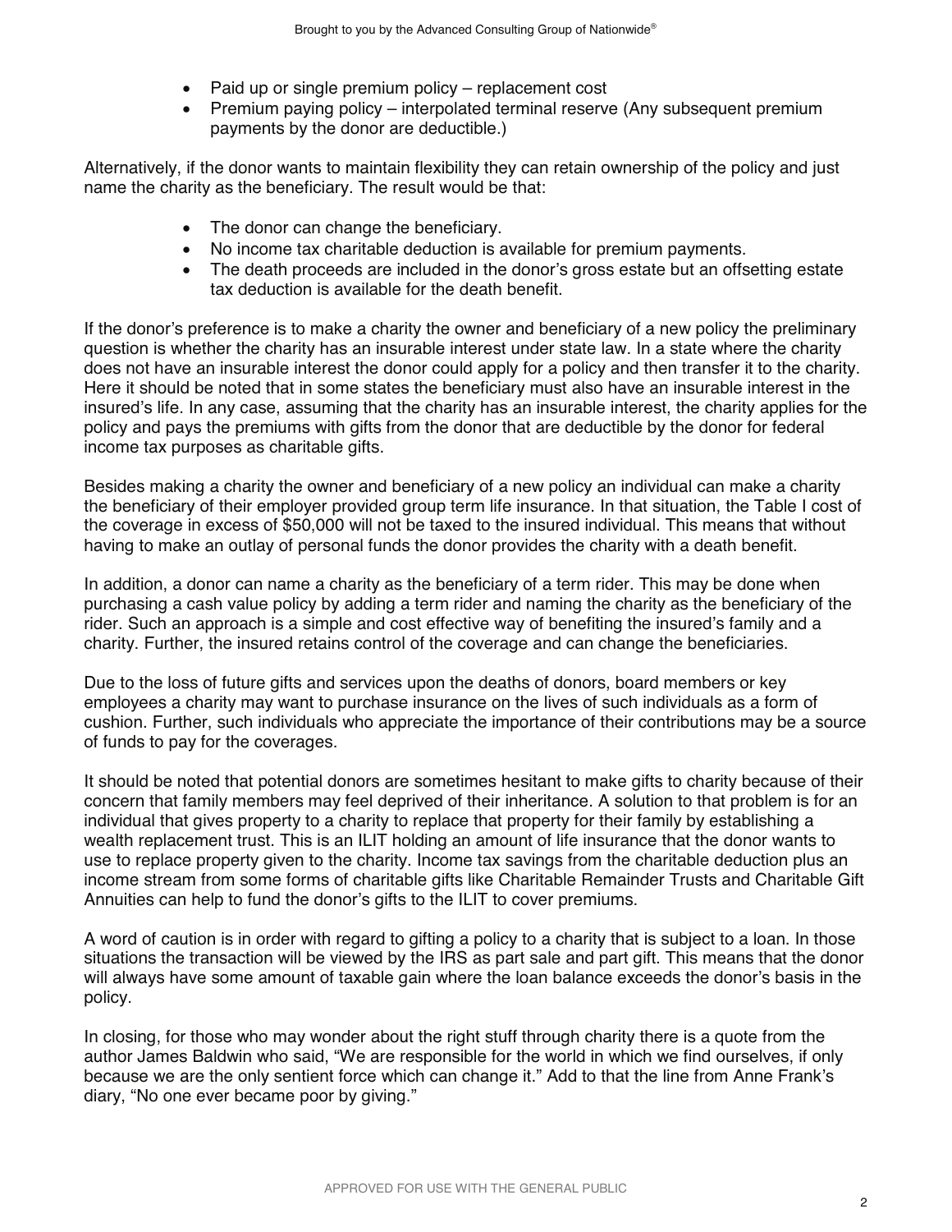- Paid up or single premium policy – replacement cost
- Premium paying policy – interpolated terminal reserve (Any subsequent premium payments by the donor are deductible.)

Alternatively, if the donor wants to maintain flexibility they can retain ownership of the policy and just name the charity as the beneficiary. The result would be that:

- The donor can change the beneficiary.
- No income tax charitable deduction is available for premium payments.
- The death proceeds are included in the donor's gross estate but an offsetting estate tax deduction is available for the death benefit.

If the donor's preference is to make a charity the owner and beneficiary of a new policy the preliminary question is whether the charity has an insurable interest under state law. In a state where the charity does not have an insurable interest the donor could apply for a policy and then transfer it to the charity. Here it should be noted that in some states the beneficiary must also have an insurable interest in the insured's life. In any case, assuming that the charity has an insurable interest, the charity applies for the policy and pays the premiums with gifts from the donor that are deductible by the donor for federal income tax purposes as charitable gifts.

Besides making a charity the owner and beneficiary of a new policy an individual can make a charity the beneficiary of their employer provided group term life insurance. In that situation, the Table I cost of the coverage in excess of $50,000 will not be taxed to the insured individual. This means that without having to make an outlay of personal funds the donor provides the charity with a death benefit.

In addition, a donor can name a charity as the beneficiary of a term rider. This may be done when purchasing a cash value policy by adding a term rider and naming the charity as the beneficiary of the rider. Such an approach is a simple and cost effective way of benefiting the insured's family and a charity. Further, the insured retains control of the coverage and can change the beneficiaries.

Due to the loss of future gifts and services upon the deaths of donors, board members or key employees a charity may want to purchase insurance on the lives of such individuals as a form of cushion. Further, such individuals who appreciate the importance of their contributions may be a source of funds to pay for the coverages.

It should be noted that potential donors are sometimes hesitant to make gifts to charity because of their concern that family members may feel deprived of their inheritance. A solution to that problem is for an individual that gives property to a charity to replace that property for their family by establishing a wealth replacement trust. This is an ILIT holding an amount of life insurance that the donor wants to use to replace property given to the charity. Income tax savings from the charitable deduction plus an income stream from some forms of charitable gifts like Charitable Remainder Trusts and Charitable Gift Annuities can help to fund the donor's gifts to the ILIT to cover premiums.

A word of caution is in order with regard to gifting a policy to a charity that is subject to a loan. In those situations the transaction will be viewed by the IRS as part sale and part gift. This means that the donor will always have some amount of taxable gain where the loan balance exceeds the donor's basis in the policy.

In closing, for those who may wonder about the right stuff through charity there is a quote from the author James Baldwin who said, "We are responsible for the world in which we find ourselves, if only because we are the only sentient force which can change it." Add to that the line from Anne Frank's diary, "No one ever became poor by giving."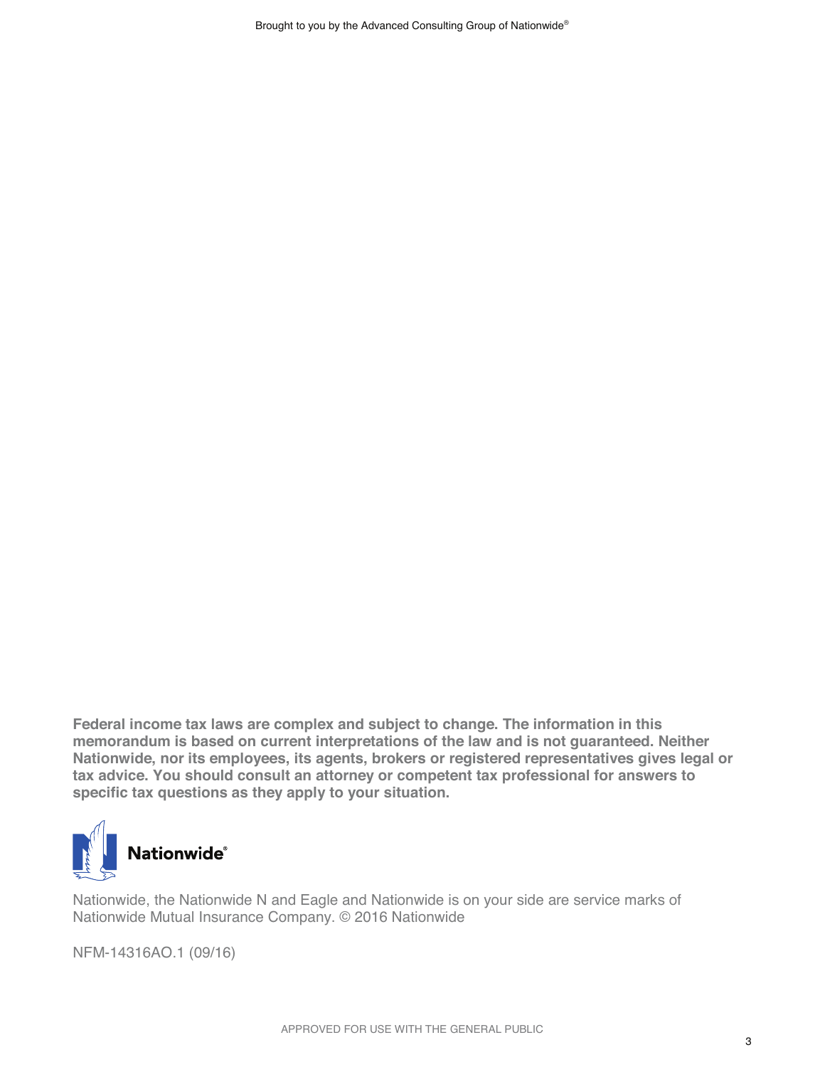**Federal income tax laws are complex and subject to change. The information in this memorandum is based on current interpretations of the law and is not guaranteed. Neither Nationwide, nor its employees, its agents, brokers or registered representatives gives legal or tax advice. You should consult an attorney or competent tax professional for answers to specific tax questions as they apply to your situation.**

Nationwide, the Nationwide N and Eagle and Nationwide is on your side are service marks of Nationwide Mutual Insurance Company. © 2016 Nationwide

NFM-14316AO.1 (09/16)

APPROVED FOR USE WITH THE GENERAL PUBLIC